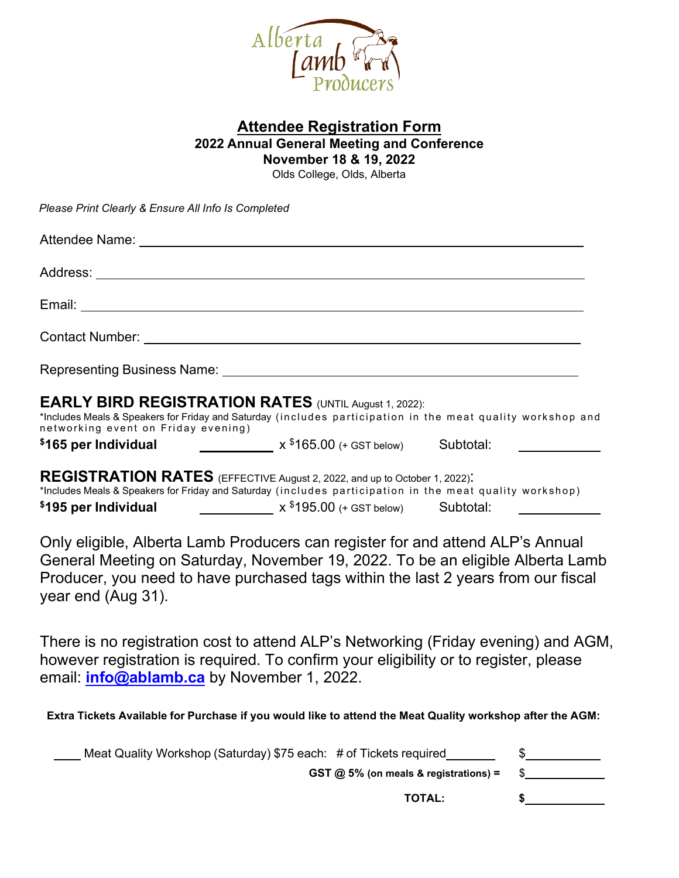Alberta Lamb Producers

# Attendee Registration Form

**2022 Annual General Meeting and Conference**
**November 18 & 19, 2022**
Olds College, Olds, Alberta

*Please Print Clearly & Ensure All Info Is Completed*

Attendee Name: ______________________________________________

Address: ______________________________________________

Email: ______________________________________________

Contact Number: ______________________________________________

Representing Business Name: ______________________________________________

## EARLY BIRD REGISTRATION RATES (UNTIL August 1, 2022):

*Includes Meals & Speakers for Friday and Saturday (includes participation in the meat quality workshop and networking event on Friday evening)

**$165 per Individual** __________ x $165.00 (+ GST below) Subtotal: __________

## REGISTRATION RATES (EFFECTIVE August 2, 2022, and up to October 1, 2022):

*Includes Meals & Speakers for Friday and Saturday (includes participation in the meat quality workshop)

**$195 per Individual** __________ x $195.00 (+ GST below) Subtotal: __________

Only eligible, Alberta Lamb Producers can register for and attend ALP's Annual General Meeting on Saturday, November 19, 2022. To be an eligible Alberta Lamb Producer, you need to have purchased tags within the last 2 years from our fiscal year end (Aug 31).

There is no registration cost to attend ALP's Networking (Friday evening) and AGM, however registration is required. To confirm your eligibility or to register, please email: **info@ablamb.ca** by November 1, 2022.

**Extra Tickets Available for Purchase if you would like to attend the Meat Quality workshop after the AGM:**

____ Meat Quality Workshop (Saturday) $75 each: # of Tickets required_______ $__________

**GST @ 5% (on meals & registrations) =** $__________

**TOTAL:** **$**__________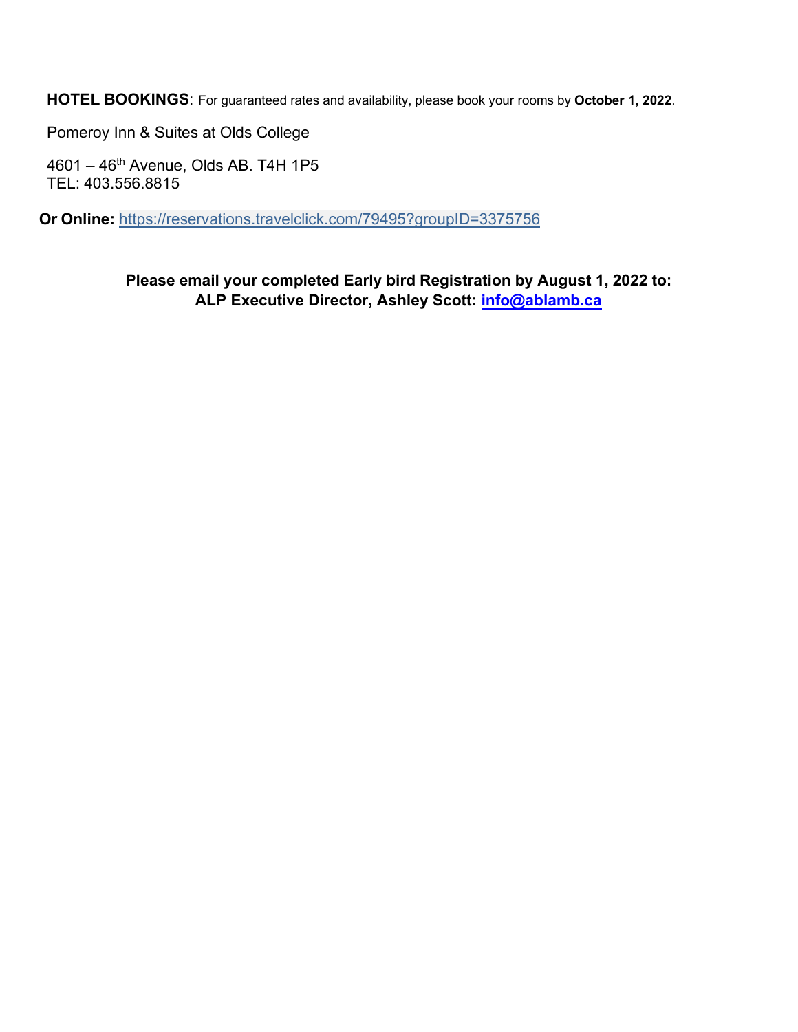**HOTEL BOOKINGS**: For guaranteed rates and availability, please book your rooms by **October 1, 2022**.

Pomeroy Inn & Suites at Olds College

4601 – 46th Avenue, Olds AB. T4H 1P5
TEL: 403.556.8815

**Or Online:** https://reservations.travelclick.com/79495?groupID=3375756

**Please email your completed Early bird Registration by August 1, 2022 to:**
**ALP Executive Director, Ashley Scott: info@ablamb.ca**